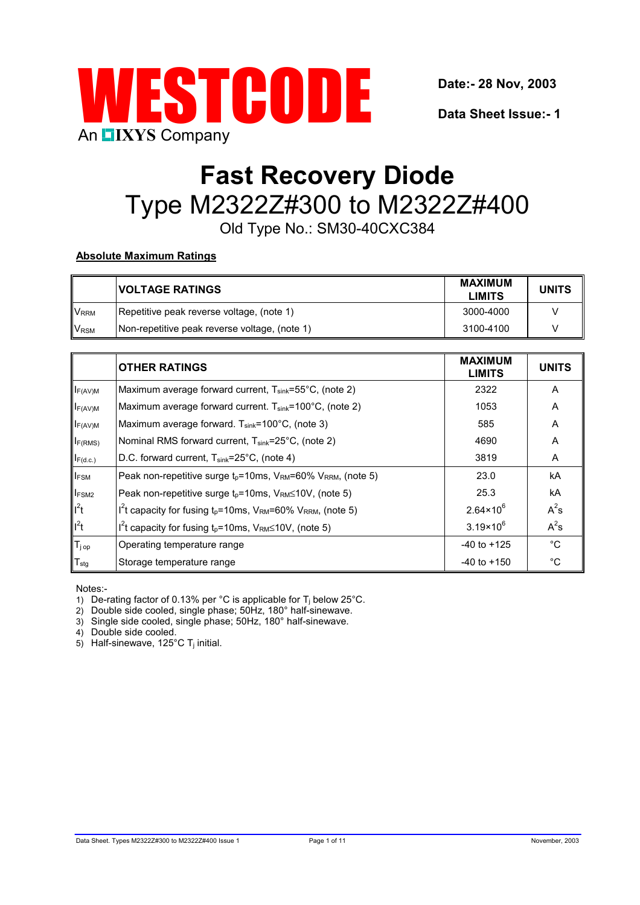WESTCODE

An IXYS Company

**Date:- 28 Nov, 2003**

**Data Sheet Issue:- 1**

# Fast Recovery Diode

## Type M2322Z#300 to M2322Z#400

Old Type No.: SM30-40CXC384

**Absolute Maximum Ratings**

| | VOLTAGE RATINGS | MAXIMUM LIMITS | UNITS |
|---|---|---|---|
| $V_{RRM}$ | Repetitive peak reverse voltage, (note 1) | 3000-4000 | V |
| $V_{RSM}$ | Non-repetitive peak reverse voltage, (note 1) | 3100-4100 | V |

| | OTHER RATINGS | MAXIMUM LIMITS | UNITS |
|---|---|---|---|
| $I_{F(AV)M}$ | Maximum average forward current, $T_{sink}$=55°C, (note 2) | 2322 | A |
| $I_{F(AV)M}$ | Maximum average forward current. $T_{sink}$=100°C, (note 2) | 1053 | A |
| $I_{F(AV)M}$ | Maximum average forward. $T_{sink}$=100°C, (note 3) | 585 | A |
| $I_{F(RMS)}$ | Nominal RMS forward current, $T_{sink}$=25°C, (note 2) | 4690 | A |
| $I_{F(d.c.)}$ | D.C. forward current, $T_{sink}$=25°C, (note 4) | 3819 | A |
| $I_{FSM}$ | Peak non-repetitive surge $t_p$=10ms, $V_{RM}$=60% $V_{RRM}$, (note 5) | 23.0 | kA |
| $I_{FSM2}$ | Peak non-repetitive surge $t_p$=10ms, $V_{RM}$≤10V, (note 5) | 25.3 | kA |
| $I^2t$ | $I^2t$ capacity for fusing $t_p$=10ms, $V_{RM}$=60% $V_{RRM}$, (note 5) | $2.64\times10^6$ | $A^2s$ |
| $I^2t$ | $I^2t$ capacity for fusing $t_p$=10ms, $V_{RM}$≤10V, (note 5) | $3.19\times10^6$ | $A^2s$ |
| $T_{j\ op}$ | Operating temperature range | -40 to +125 | °C |
| $T_{stg}$ | Storage temperature range | -40 to +150 | °C |

Notes:-

1) De-rating factor of 0.13% per °C is applicable for $T_j$ below 25°C.
2) Double side cooled, single phase; 50Hz, 180° half-sinewave.
3) Single side cooled, single phase; 50Hz, 180° half-sinewave.
4) Double side cooled.
5) Half-sinewave, 125°C $T_j$ initial.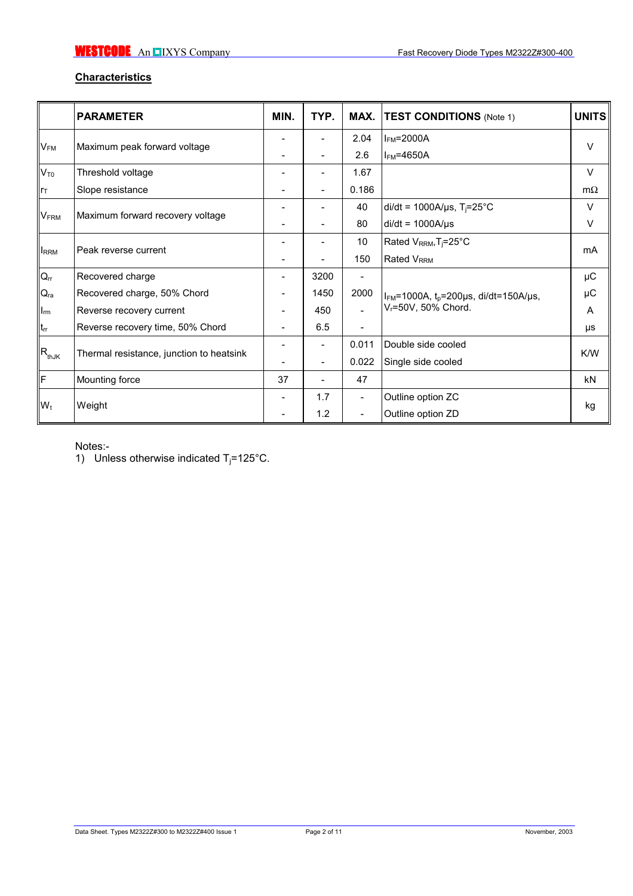## Characteristics

| | PARAMETER | MIN. | TYP. | MAX. | TEST CONDITIONS (Note 1) | UNITS |
|---|---|---|---|---|---|---|
| $V_{FM}$ | Maximum peak forward voltage | - | - | 2.04 | $I_{FM}$=2000A | V |
| | | - | - | 2.6 | $I_{FM}$=4650A | |
| $V_{T0}$ | Threshold voltage | - | - | 1.67 | | V |
| $r_T$ | Slope resistance | - | - | 0.186 | | mΩ |
| $V_{FRM}$ | Maximum forward recovery voltage | - | - | 40 | di/dt = 1000A/µs, $T_j$=25°C | V |
| | | - | - | 80 | di/dt = 1000A/µs | V |
| $I_{RRM}$ | Peak reverse current | - | - | 10 | Rated $V_{RRM}$, $T_j$=25°C | mA |
| | | - | - | 150 | Rated $V_{RRM}$ | |
| $Q_{rr}$ | Recovered charge | - | 3200 | - | $I_{FM}$=1000A, $t_p$=200µs, di/dt=150A/µs, $V_r$=50V, 50% Chord. | µC |
| $Q_{ra}$ | Recovered charge, 50% Chord | - | 1450 | 2000 | | µC |
| $I_{rm}$ | Reverse recovery current | - | 450 | - | | A |
| $t_{rr}$ | Reverse recovery time, 50% Chord | - | 6.5 | - | | µs |
| $R_{thJK}$ | Thermal resistance, junction to heatsink | - | - | 0.011 | Double side cooled | K/W |
| | | - | - | 0.022 | Single side cooled | |
| F | Mounting force | 37 | - | 47 | | kN |
| $W_t$ | Weight | - | 1.7 | - | Outline option ZC | kg |
| | | - | 1.2 | - | Outline option ZD | |

Notes:-

1) Unless otherwise indicated $T_j$=125°C.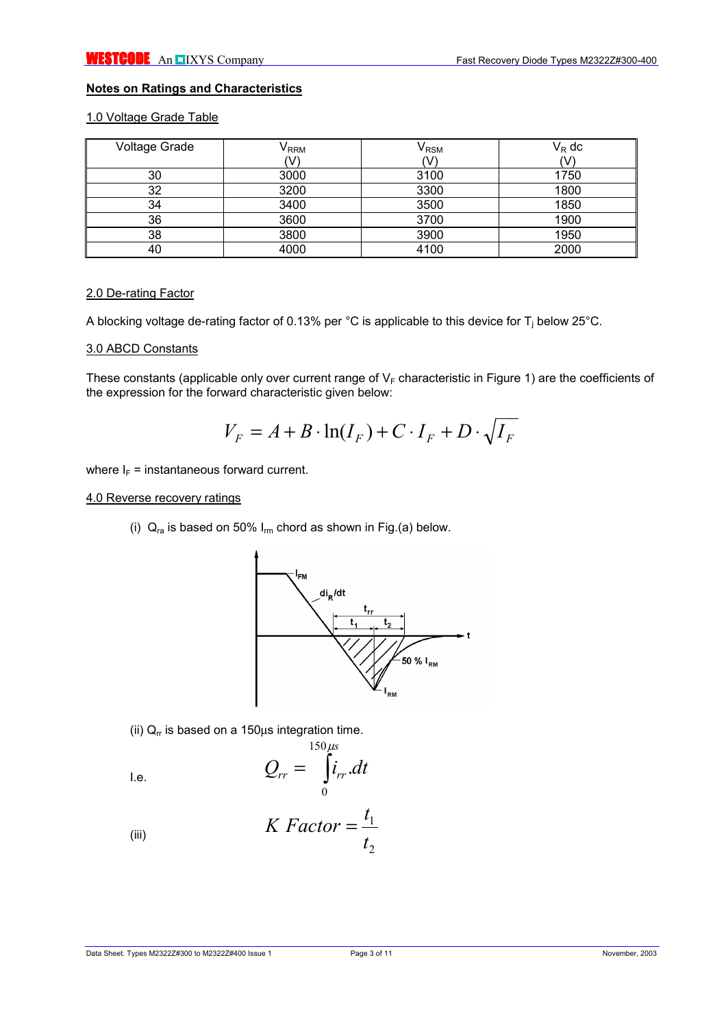## Notes on Ratings and Characteristics

### 1.0 Voltage Grade Table

| Voltage Grade | $V_{RRM}$ (V) | $V_{RSM}$ (V) | $V_R$ dc (V) |
|---|---|---|---|
| 30 | 3000 | 3100 | 1750 |
| 32 | 3200 | 3300 | 1800 |
| 34 | 3400 | 3500 | 1850 |
| 36 | 3600 | 3700 | 1900 |
| 38 | 3800 | 3900 | 1950 |
| 40 | 4000 | 4100 | 2000 |

### 2.0 De-rating Factor

A blocking voltage de-rating factor of 0.13% per °C is applicable to this device for $T_j$ below 25°C.

### 3.0 ABCD Constants

These constants (applicable only over current range of $V_F$ characteristic in Figure 1) are the coefficients of the expression for the forward characteristic given below:

$$V_F = A + B \cdot \ln(I_F) + C \cdot I_F + D \cdot \sqrt{I_F}$$

where $I_F$ = instantaneous forward current.

### 4.0 Reverse recovery ratings

(i) $Q_{ra}$ is based on 50% $I_{rm}$ chord as shown in Fig.(a) below.

(ii) $Q_{rr}$ is based on a 150μs integration time.

I.e.

$$Q_{rr} = \int_0^{150\mu s} i_{rr}.dt$$

(iii)

$$K\ Factor = \frac{t_1}{t_2}$$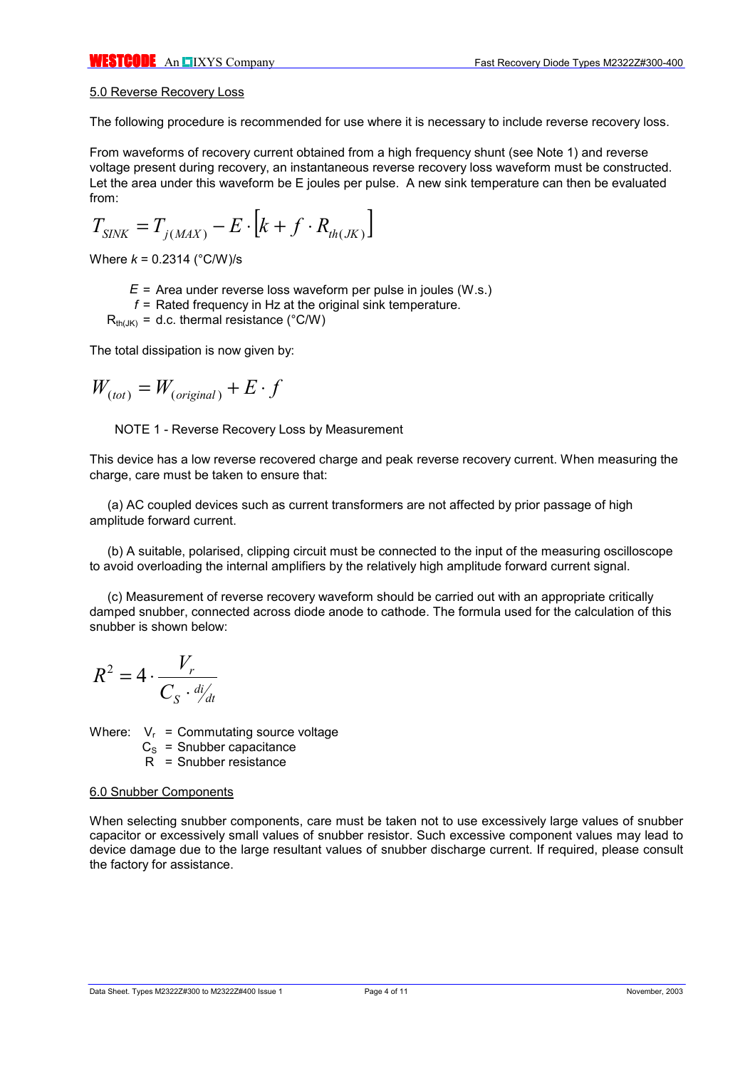## 5.0 Reverse Recovery Loss

The following procedure is recommended for use where it is necessary to include reverse recovery loss.

From waveforms of recovery current obtained from a high frequency shunt (see Note 1) and reverse voltage present during recovery, an instantaneous reverse recovery loss waveform must be constructed. Let the area under this waveform be E joules per pulse. A new sink temperature can then be evaluated from:

$$T_{SINK} = T_{j(MAX)} - E \cdot \left[k + f \cdot R_{th(JK)}\right]$$

Where $k$ = 0.2314 (°C/W)/s

- $E$ = Area under reverse loss waveform per pulse in joules (W.s.)
- $f$ = Rated frequency in Hz at the original sink temperature.
- $R_{th(JK)}$ = d.c. thermal resistance (°C/W)

The total dissipation is now given by:

$$W_{(tot)} = W_{(original)} + E \cdot f$$

NOTE 1 - Reverse Recovery Loss by Measurement

This device has a low reverse recovered charge and peak reverse recovery current. When measuring the charge, care must be taken to ensure that:

(a) AC coupled devices such as current transformers are not affected by prior passage of high amplitude forward current.

(b) A suitable, polarised, clipping circuit must be connected to the input of the measuring oscilloscope to avoid overloading the internal amplifiers by the relatively high amplitude forward current signal.

(c) Measurement of reverse recovery waveform should be carried out with an appropriate critically damped snubber, connected across diode anode to cathode. The formula used for the calculation of this snubber is shown below:

$$R^2 = 4 \cdot \frac{V_r}{C_S \cdot {di}/{dt}}$$

Where:
- $V_r$ = Commutating source voltage
- $C_S$ = Snubber capacitance
- $R$ = Snubber resistance

## 6.0 Snubber Components

When selecting snubber components, care must be taken not to use excessively large values of snubber capacitor or excessively small values of snubber resistor. Such excessive component values may lead to device damage due to the large resultant values of snubber discharge current. If required, please consult the factory for assistance.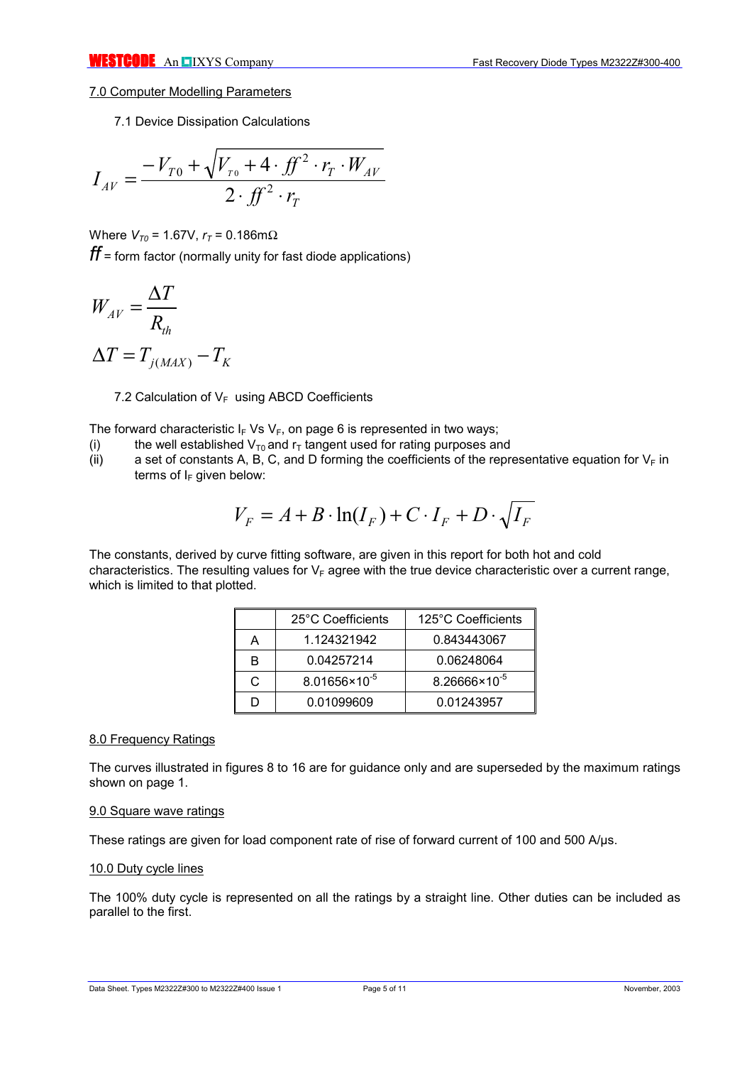## 7.0 Computer Modelling Parameters

### 7.1 Device Dissipation Calculations

$$I_{AV} = \frac{-V_{T0} + \sqrt{V_{T0} + 4 \cdot ff^2 \cdot r_T \cdot W_{AV}}}{2 \cdot ff^2 \cdot r_T}$$

Where $V_{T0}$ = 1.67V, $r_T$ = 0.186mΩ

$ff$ = form factor (normally unity for fast diode applications)

$$W_{AV} = \frac{\Delta T}{R_{th}}$$

$$\Delta T = T_{j(MAX)} - T_K$$

### 7.2 Calculation of $V_F$ using ABCD Coefficients

The forward characteristic $I_F$ Vs $V_F$, on page 6 is represented in two ways;

(i) the well established $V_{T0}$ and $r_T$ tangent used for rating purposes and

(ii) a set of constants A, B, C, and D forming the coefficients of the representative equation for $V_F$ in terms of $I_F$ given below:

$$V_F = A + B \cdot \ln(I_F) + C \cdot I_F + D \cdot \sqrt{I_F}$$

The constants, derived by curve fitting software, are given in this report for both hot and cold characteristics. The resulting values for $V_F$ agree with the true device characteristic over a current range, which is limited to that plotted.

| | 25°C Coefficients | 125°C Coefficients |
|---|---|---|
| A | 1.124321942 | 0.843443067 |
| B | 0.04257214 | 0.06248064 |
| C | $8.01656\times10^{-5}$ | $8.26666\times10^{-5}$ |
| D | 0.01099609 | 0.01243957 |

## 8.0 Frequency Ratings

The curves illustrated in figures 8 to 16 are for guidance only and are superseded by the maximum ratings shown on page 1.

## 9.0 Square wave ratings

These ratings are given for load component rate of rise of forward current of 100 and 500 A/µs.

## 10.0 Duty cycle lines

The 100% duty cycle is represented on all the ratings by a straight line. Other duties can be included as parallel to the first.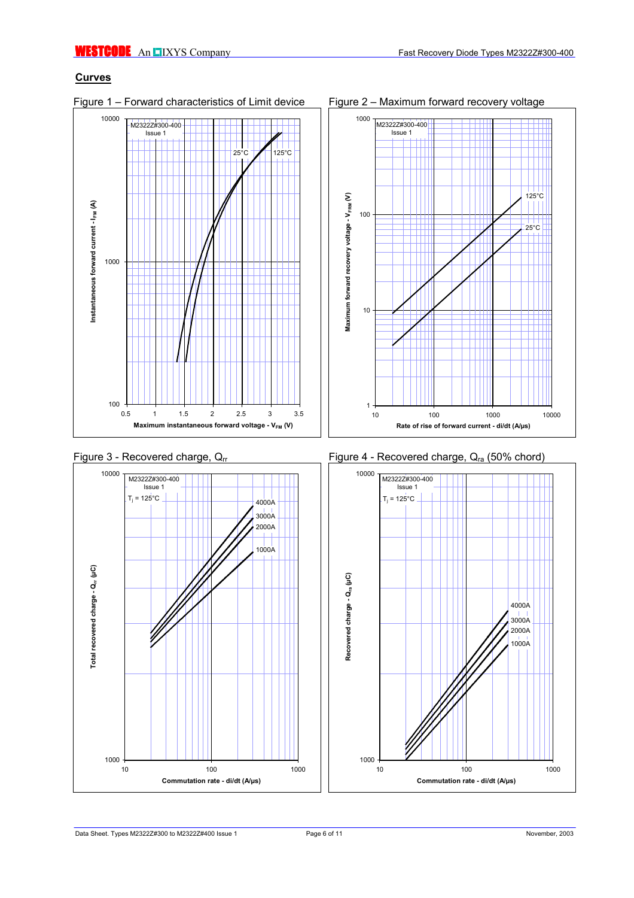## Curves

Figure 1 – Forward characteristics of Limit device

M2322Z#300-400
Issue 1

25°C 125°C

Instantaneous forward current - $I_{FM}$ (A)

Maximum instantaneous forward voltage - $V_{FM}$ (V)

Figure 2 – Maximum forward recovery voltage

M2322Z#300-400
Issue 1

125°C
25°C

Maximum forward recovery voltage - $V_{FRM}$ (V)

Rate of rise of forward current - di/dt (A/µs)

Figure 3 - Recovered charge, $Q_{rr}$

M2322Z#300-400
Issue 1

$T_j$ = 125°C

4000A
3000A
2000A
1000A

Total recovered charge - $Q_{rr}$ (µC)

Commutation rate - di/dt (A/µs)

Figure 4 - Recovered charge, $Q_{ra}$ (50% chord)

M2322Z#300-400
Issue 1

$T_j$ = 125°C

4000A
3000A
2000A
1000A

Recovered charge - $Q_{ra}$ (µC)

Commutation rate - di/dt (A/µs)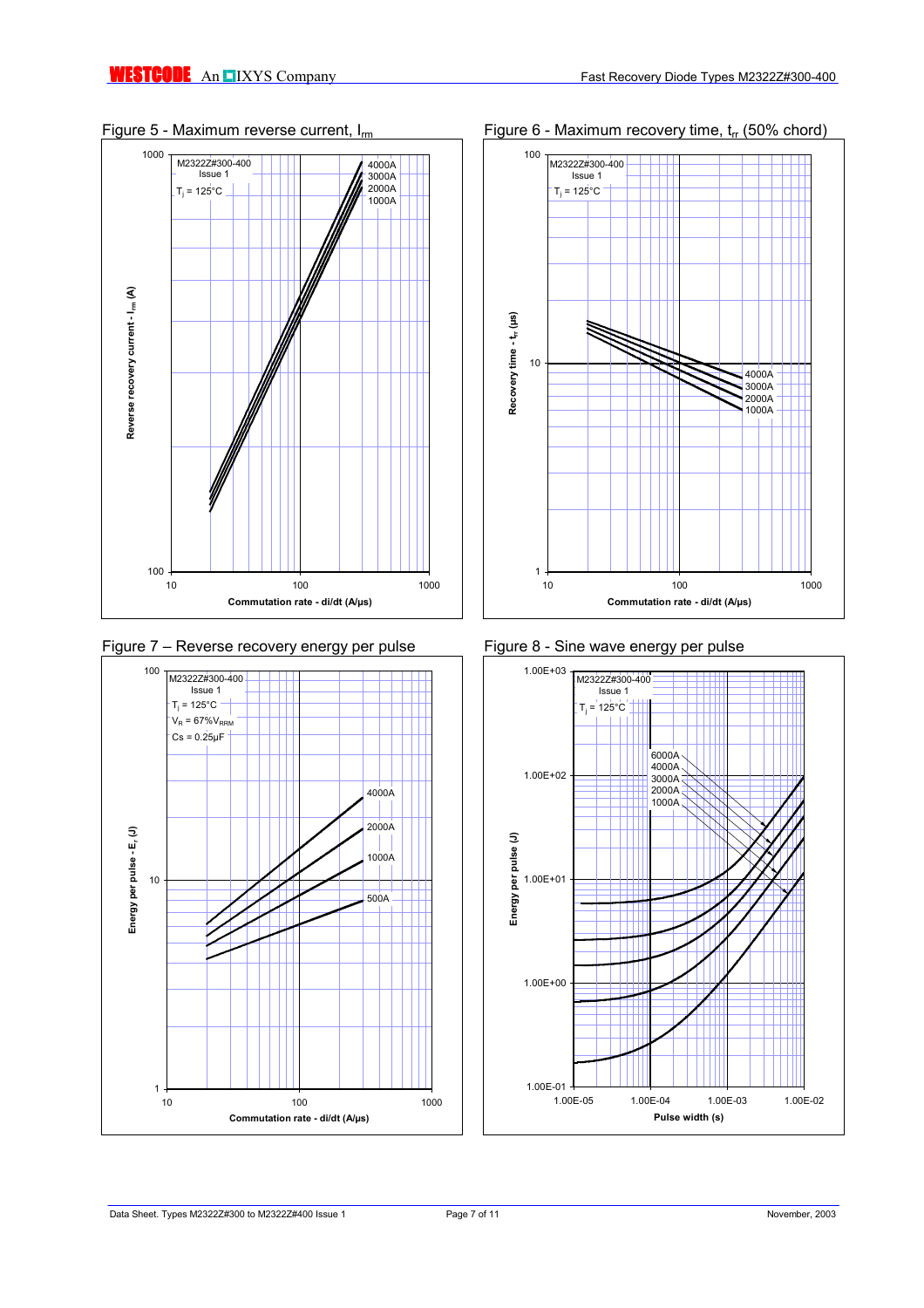Figure 5 - Maximum reverse current, $I_{rm}$

M2322Z#300-400
Issue 1

$T_j$ = 125°C

4000A
3000A
2000A
1000A

Reverse recovery current - $I_{rm}$ (A)

Commutation rate - di/dt (A/µs)

Figure 6 - Maximum recovery time, $t_{rr}$ (50% chord)

M2322Z#300-400
Issue 1

$T_j$ = 125°C

4000A
3000A
2000A
1000A

Recovery time - $t_{rr}$ (µs)

Commutation rate - di/dt (A/µs)

Figure 7 – Reverse recovery energy per pulse

M2322Z#300-400
Issue 1

$T_j$ = 125°C

$V_R$ = 67%$V_{RRM}$

Cs = 0.25µF

4000A
2000A
1000A
500A

Energy per pulse - $E_r$ (J)

Commutation rate - di/dt (A/µs)

Figure 8 - Sine wave energy per pulse

M2322Z#300-400
Issue 1

$T_j$ = 125°C

6000A
4000A
3000A
2000A
1000A

Energy per pulse (J)

Pulse width (s)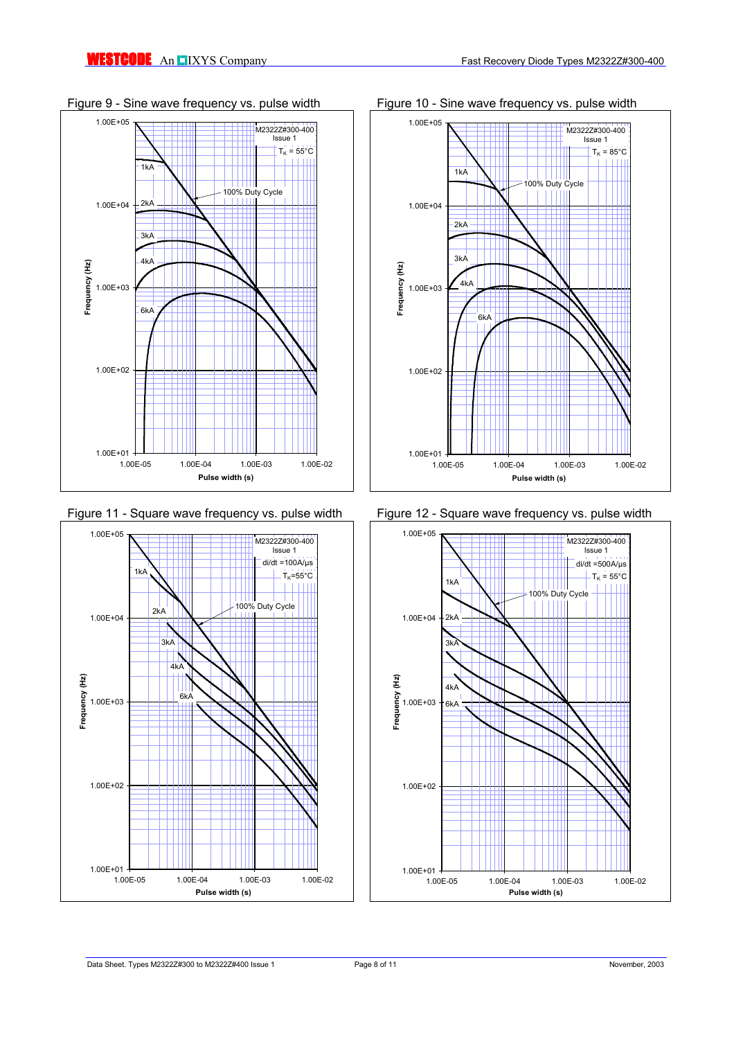Figure 9 - Sine wave frequency vs. pulse width

M2322Z#300-400
Issue 1
$T_K$ = 55°C

Figure 10 - Sine wave frequency vs. pulse width

M2322Z#300-400
Issue 1
$T_K$ = 85°C

Figure 11 - Square wave frequency vs. pulse width

M2322Z#300-400
Issue 1
di/dt =100A/µs
$T_K$=55°C

Figure 12 - Square wave frequency vs. pulse width

M2322Z#300-400
Issue 1
di/dt =500A/µs
$T_K$ = 55°C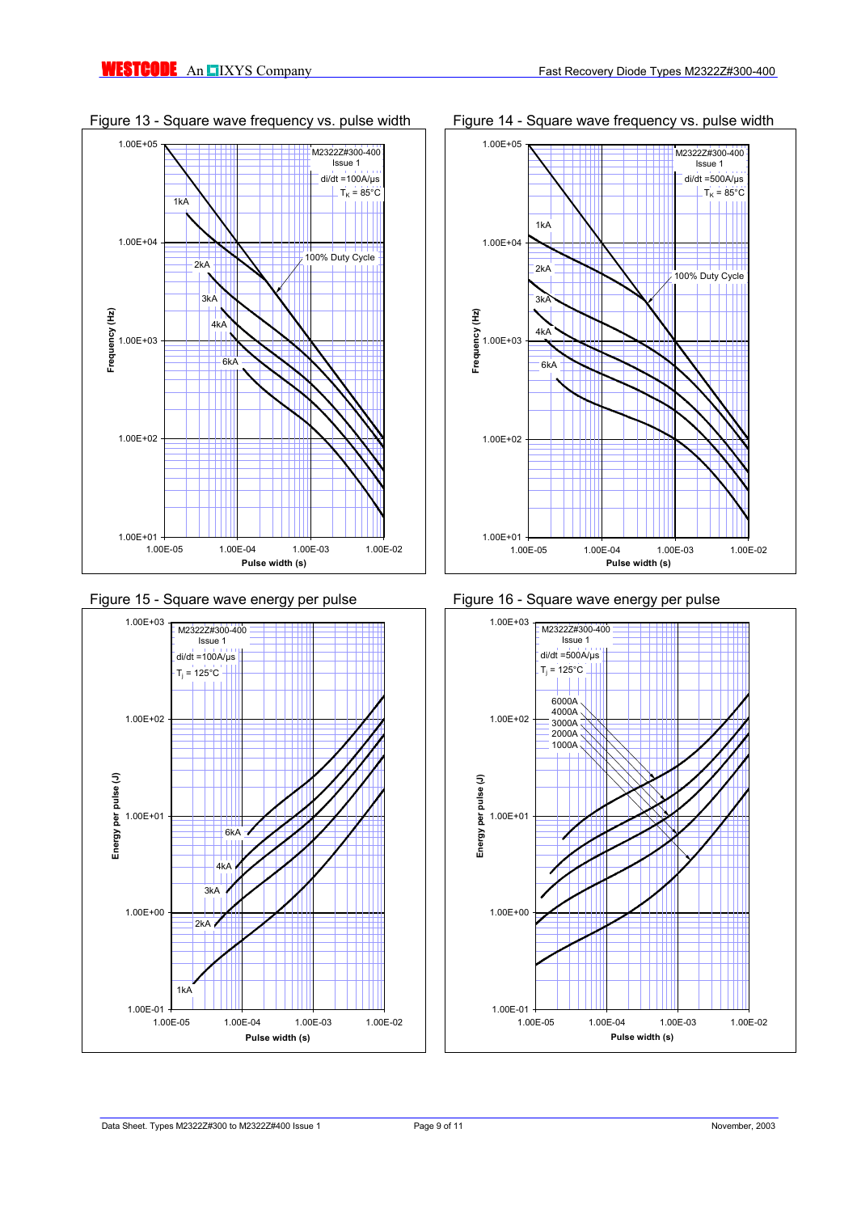Figure 13 - Square wave frequency vs. pulse width

M2322Z#300-400
Issue 1
di/dt =100A/µs
$T_K$ = 85°C

Frequency (Hz)

Pulse width (s)

1kA, 2kA, 3kA, 4kA, 6kA, 100% Duty Cycle

Figure 14 - Square wave frequency vs. pulse width

M2322Z#300-400
Issue 1
di/dt =500A/µs
$T_K$ = 85°C

Frequency (Hz)

Pulse width (s)

1kA, 2kA, 3kA, 4kA, 6kA, 100% Duty Cycle

Figure 15 - Square wave energy per pulse

M2322Z#300-400
Issue 1
di/dt =100A/µs
$T_j$ = 125°C

Energy per pulse (J)

Pulse width (s)

1kA, 2kA, 3kA, 4kA, 6kA

Figure 16 - Square wave energy per pulse

M2322Z#300-400
Issue 1
di/dt =500A/µs
$T_j$ = 125°C

Energy per pulse (J)

Pulse width (s)

6000A, 4000A, 3000A, 2000A, 1000A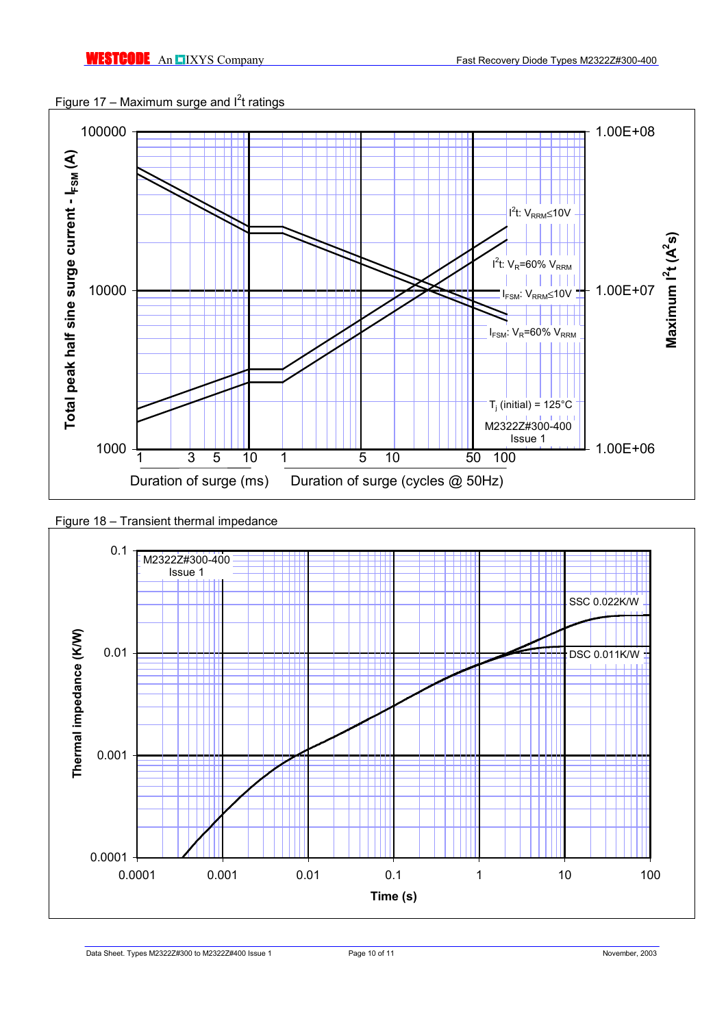Figure 17 – Maximum surge and $I^2t$ ratings

Figure 18 – Transient thermal impedance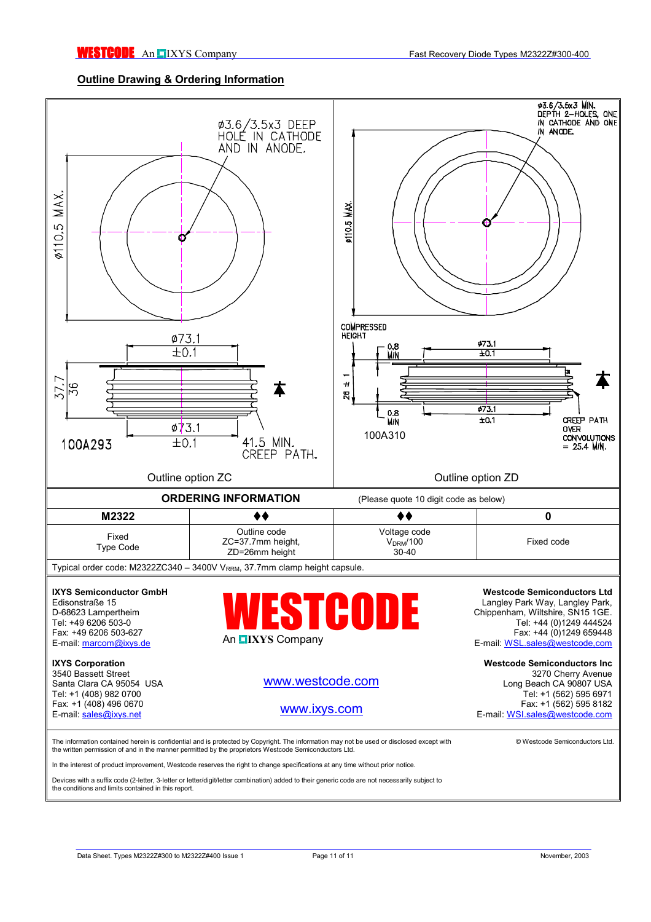## Outline Drawing & Ordering Information

Ø3.6/3.5x3 DEEP HOLE IN CATHODE AND IN ANODE.

Ø110.5 MAX.

Ø73.1 ±0.1

37.7

36

Ø73.1 ±0.1

100A293

41.5 MIN. CREEP PATH.

Outline option ZC

Ø3.6/3.5x3 MIN. DEPTH 2–HOLES, ONE IN CATHODE AND ONE IN ANODE.

Ø110.5 MAX.

COMPRESSED HEIGHT

0.8 MIN

Ø73.1 ±0.1

26 ± 1

0.8 MIN

Ø73.1 ±0.1

100A310

CREEP PATH OVER CONVOLUTIONS = 25.4 MIN.

Outline option ZD

**ORDERING INFORMATION** (Please quote 10 digit code as below)

| M2322 | ♦♦ | ♦♦ | 0 |
|---|---|---|---|
| Fixed Type Code | Outline code ZC=37.7mm height, ZD=26mm height | Voltage code $V_{DRM}$/100 30-40 | Fixed code |

Typical order code: M2322ZC340 – 3400V $V_{RRM}$, 37.7mm clamp height capsule.

**IXYS Semiconductor GmbH**
Edisonstraße 15
D-68623 Lampertheim
Tel: +49 6206 503-0
Fax: +49 6206 503-627
E-mail: marcom@ixys.de

**WESTCODE**
An IXYS Company

**Westcode Semiconductors Ltd**
Langley Park Way, Langley Park,
Chippenham, Wiltshire, SN15 1GE.
Tel: +44 (0)1249 444524
Fax: +44 (0)1249 659448
E-mail: WSL.sales@westcode.com

**IXYS Corporation**
3540 Bassett Street
Santa Clara CA 95054 USA
Tel: +1 (408) 982 0700
Fax: +1 (408) 496 0670
E-mail: sales@ixys.net

www.westcode.com

www.ixys.com

**Westcode Semiconductors Inc**
3270 Cherry Avenue
Long Beach CA 90807 USA
Tel: +1 (562) 595 6971
Fax: +1 (562) 595 8182
E-mail: WSI.sales@westcode.com

The information contained herein is confidential and is protected by Copyright. The information may not be used or disclosed except with the written permission of and in the manner permitted by the proprietors Westcode Semiconductors Ltd.

© Westcode Semiconductors Ltd.

In the interest of product improvement, Westcode reserves the right to change specifications at any time without prior notice.

Devices with a suffix code (2-letter, 3-letter or letter/digit/letter combination) added to their generic code are not necessarily subject to the conditions and limits contained in this report.